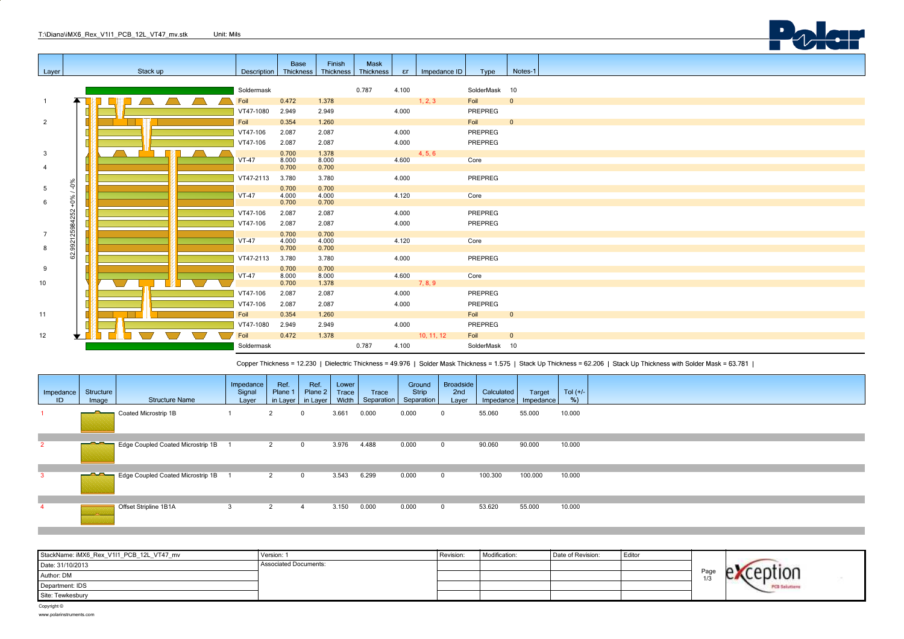T:\Diana\iMX6_Rex_V1I1_PCB_12L_VT47_mv.stk    Unit: Mils

Polar

| Layer | Stack up | Description | Base Thickness | Finish Thickness | Mask Thickness | εr | Impedance ID | Type | Notes-1 |
|---|---|---|---|---|---|---|---|---|---|
| | | Soldermask | | | 0.787 | 4.100 | | SolderMask | 10 |
| 1 | | Foil | 0.472 | 1.378 | | | 1, 2, 3 | Foil | 0 |
| | | VT47-1080 | 2.949 | 2.949 | | 4.000 | | PREPREG | |
| 2 | | Foil | 0.354 | 1.260 | | | | Foil | 0 |
| | | VT47-106 | 2.087 | 2.087 | | 4.000 | | PREPREG | |
| | | VT47-106 | 2.087 | 2.087 | | 4.000 | | PREPREG | |
| 3 | | | 0.700 | 1.378 | | | 4, 5, 6 | | |
| | | VT-47 | 8.000 | 8.000 | | 4.600 | | Core | |
| 4 | | | 0.700 | 0.700 | | | | | |
| | | VT47-2113 | 3.780 | 3.780 | | 4.000 | | PREPREG | |
| 5 | | | 0.700 | 0.700 | | | | | |
| | | VT-47 | 4.000 | 4.000 | | 4.120 | | Core | |
| 6 | | | 0.700 | 0.700 | | | | | |
| | | VT47-106 | 2.087 | 2.087 | | 4.000 | | PREPREG | |
| | | VT47-106 | 2.087 | 2.087 | | 4.000 | | PREPREG | |
| 7 | | | 0.700 | 0.700 | | | | | |
| | | VT-47 | 4.000 | 4.000 | | 4.120 | | Core | |
| 8 | | | 0.700 | 0.700 | | | | | |
| | | VT47-2113 | 3.780 | 3.780 | | 4.000 | | PREPREG | |
| 9 | | | 0.700 | 0.700 | | | | | |
| | | VT-47 | 8.000 | 8.000 | | 4.600 | | Core | |
| 10 | | | 0.700 | 1.378 | | | 7, 8, 9 | | |
| | | VT47-106 | 2.087 | 2.087 | | 4.000 | | PREPREG | |
| | | VT47-106 | 2.087 | 2.087 | | 4.000 | | PREPREG | |
| 11 | | Foil | 0.354 | 1.260 | | | | Foil | 0 |
| | | VT47-1080 | 2.949 | 2.949 | | 4.000 | | PREPREG | |
| 12 | | Foil | 0.472 | 1.378 | | | 10, 11, 12 | Foil | 0 |
| | | Soldermask | | | 0.787 | 4.100 | | SolderMask | 10 |

Stack up height: 62.99212598425 +0% / -0%

Copper Thickness = 12.230 | Dielectric Thickness = 49.976 | Solder Mask Thickness = 1.575 | Stack Up Thickness = 62.206 | Stack Up Thickness with Solder Mask = 63.781 |

| Impedance ID | Structure Image | Structure Name | Impedance Signal Layer | Ref. Plane 1 in Layer | Ref. Plane 2 in Layer | Lower Trace Width | Trace Separation | Ground Strip Separation | Broadside 2nd Layer | Calculated Impedance | Target Impedance | Tol (+/- %) |
|---|---|---|---|---|---|---|---|---|---|---|---|---|
| 1 | | Coated Microstrip 1B | 1 | 2 | 0 | 3.661 | 0.000 | 0.000 | 0 | 55.060 | 55.000 | 10.000 |
| 2 | | Edge Coupled Coated Microstrip 1B | 1 | 2 | 0 | 3.976 | 4.488 | 0.000 | 0 | 90.060 | 90.000 | 10.000 |
| 3 | | Edge Coupled Coated Microstrip 1B | 1 | 2 | 0 | 3.543 | 6.299 | 0.000 | 0 | 100.300 | 100.000 | 10.000 |
| 4 | | Offset Stripline 1B1A | 3 | 2 | 4 | 3.150 | 0.000 | 0.000 | 0 | 53.620 | 55.000 | 10.000 |

| StackName: iMX6_Rex_V1I1_PCB_12L_VT47_mv | Version: 1 | Revision: | Modification: | Date of Revision: | Editor | Page 1/3 | eXception PCB Solutions |
|---|---|---|---|---|---|---|---|
| Date: 31/10/2013 | Associated Documents: | | | | | | |
| Author: DM | | | | | | | |
| Department: IDS | | | | | | | |
| Site: Tewkesbury | | | | | | | |

Copyright ©
www.polarinstruments.com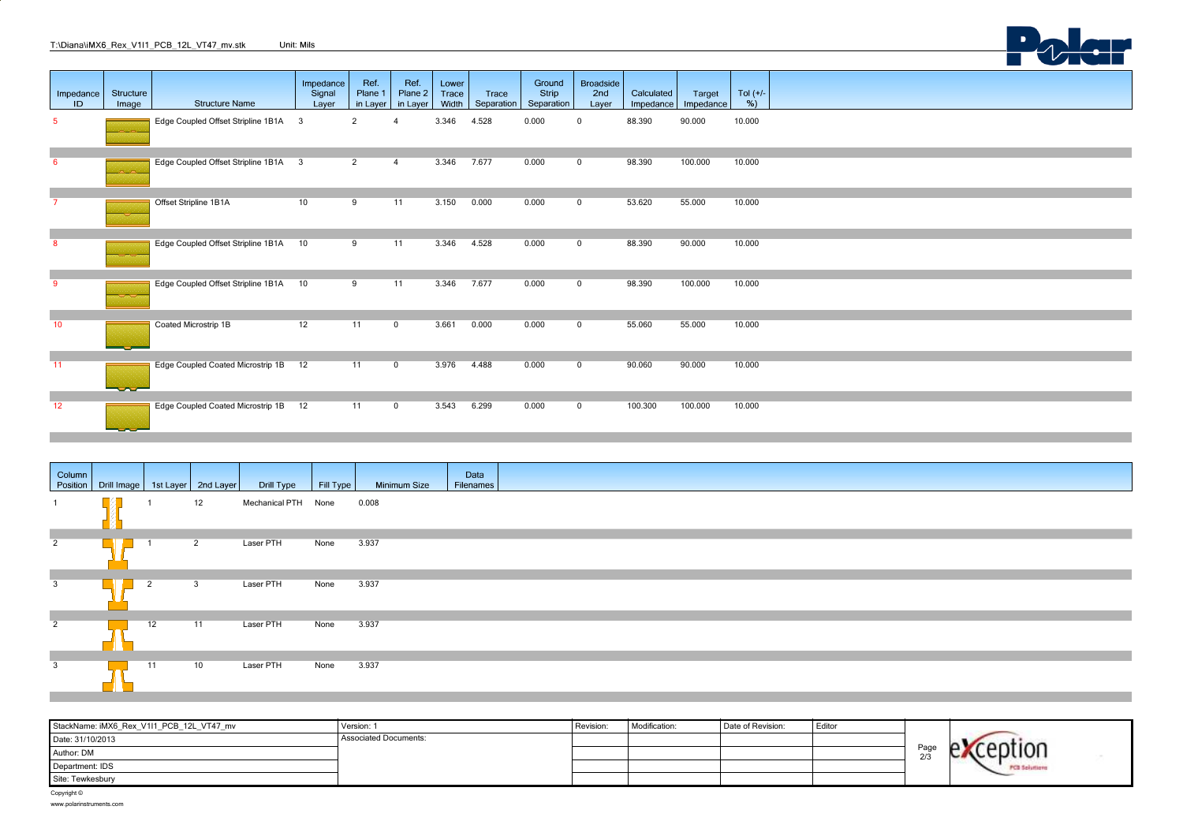T:\Diana\iMX6_Rex_V1I1_PCB_12L_VT47_mv.stk Unit: Mils

| Impedance ID | Structure Image | Structure Name | Impedance Signal Layer | Ref. Plane 1 in Layer | Ref. Plane 2 in Layer | Lower Trace Width | Trace Separation | Ground Strip Separation | Broadside 2nd Layer | Calculated Impedance | Target Impedance | Tol (+/- %) |
|---|---|---|---|---|---|---|---|---|---|---|---|---|
| 5 | | Edge Coupled Offset Stripline 1B1A | 3 | 2 | 4 | 3.346 | 4.528 | 0.000 | 0 | 88.390 | 90.000 | 10.000 |
| 6 | | Edge Coupled Offset Stripline 1B1A | 3 | 2 | 4 | 3.346 | 7.677 | 0.000 | 0 | 98.390 | 100.000 | 10.000 |
| 7 | | Offset Stripline 1B1A | 10 | 9 | 11 | 3.150 | 0.000 | 0.000 | 0 | 53.620 | 55.000 | 10.000 |
| 8 | | Edge Coupled Offset Stripline 1B1A | 10 | 9 | 11 | 3.346 | 4.528 | 0.000 | 0 | 88.390 | 90.000 | 10.000 |
| 9 | | Edge Coupled Offset Stripline 1B1A | 10 | 9 | 11 | 3.346 | 7.677 | 0.000 | 0 | 98.390 | 100.000 | 10.000 |
| 10 | | Coated Microstrip 1B | 12 | 11 | 0 | 3.661 | 0.000 | 0.000 | 0 | 55.060 | 55.000 | 10.000 |
| 11 | | Edge Coupled Coated Microstrip 1B | 12 | 11 | 0 | 3.976 | 4.488 | 0.000 | 0 | 90.060 | 90.000 | 10.000 |
| 12 | | Edge Coupled Coated Microstrip 1B | 12 | 11 | 0 | 3.543 | 6.299 | 0.000 | 0 | 100.300 | 100.000 | 10.000 |

| Column Position | Drill Image | 1st Layer | 2nd Layer | Drill Type | Fill Type | Minimum Size | Data Filenames |
|---|---|---|---|---|---|---|---|
| 1 | | 1 | 12 | Mechanical PTH | None | 0.008 | |
| 2 | | 1 | 2 | Laser PTH | None | 3.937 | |
| 3 | | 2 | 3 | Laser PTH | None | 3.937 | |
| 2 | | 12 | 11 | Laser PTH | None | 3.937 | |
| 3 | | 11 | 10 | Laser PTH | None | 3.937 | |

| | | | | | |
|---|---|---|---|---|---|
| StackName: iMX6_Rex_V1I1_PCB_12L_VT47_mv | Version: 1 | Revision: | Modification: | Date of Revision: | Editor |
| Date: 31/10/2013 | Associated Documents: | | | | |
| Author: DM | | | | | |
| Department: IDS | | | | | |
| Site: Tewkesbury | | | | | |

Copyright ©
www.polarinstruments.com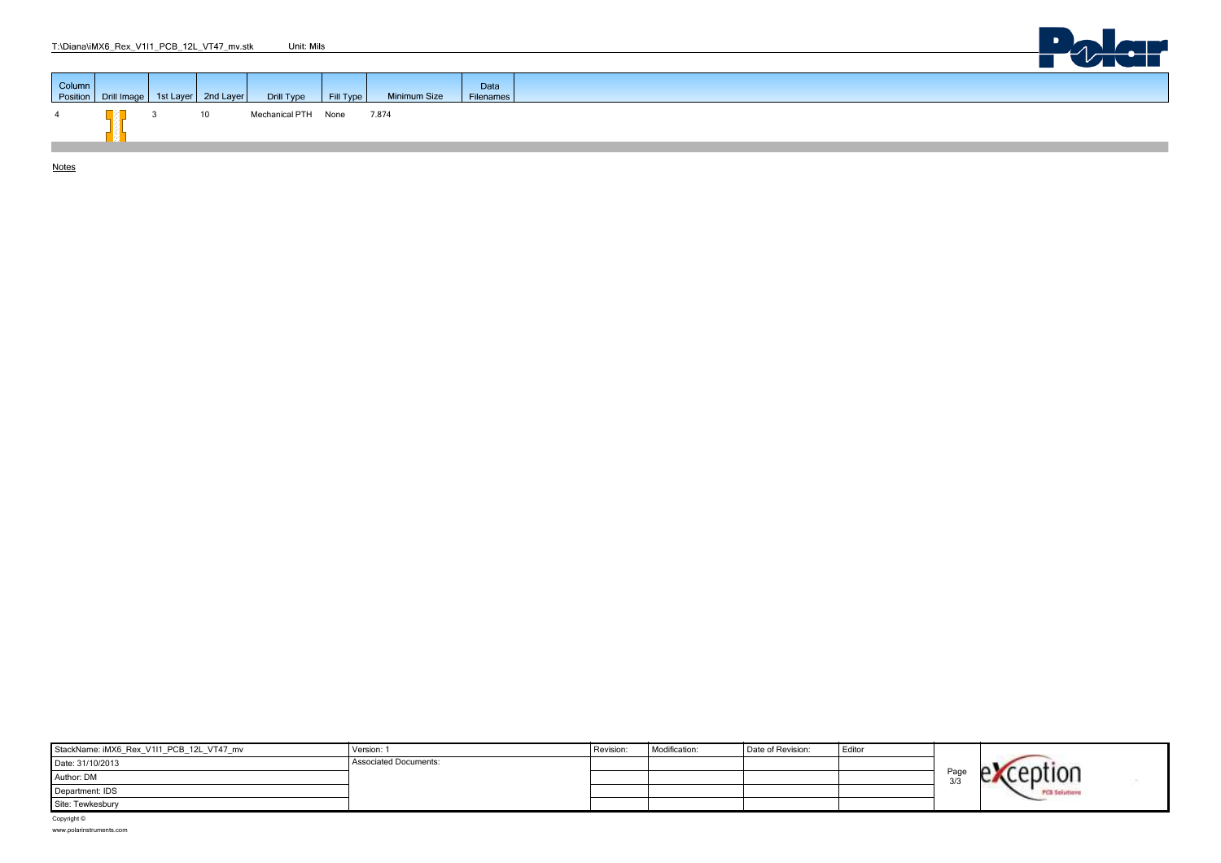T:\Diana\iMX6_Rex_V1I1_PCB_12L_VT47_mv.stk    Unit: Mils

| Column Position | Drill Image | 1st Layer | 2nd Layer | Drill Type | Fill Type | Minimum Size | Data Filenames |
|---|---|---|---|---|---|---|---|
| 4 | | 3 | 10 | Mechanical PTH | None | 7.874 | |

Notes

| StackName: iMX6_Rex_V1I1_PCB_12L_VT47_mv | Version: 1 | Revision: | Modification: | Date of Revision: | Editor |
|---|---|---|---|---|---|
| Date: 31/10/2013 | Associated Documents: | | | | |
| Author: DM | | | | | |
| Department: IDS | | | | | |
| Site: Tewkesbury | | | | | |

Copyright ©

www.polarinstruments.com